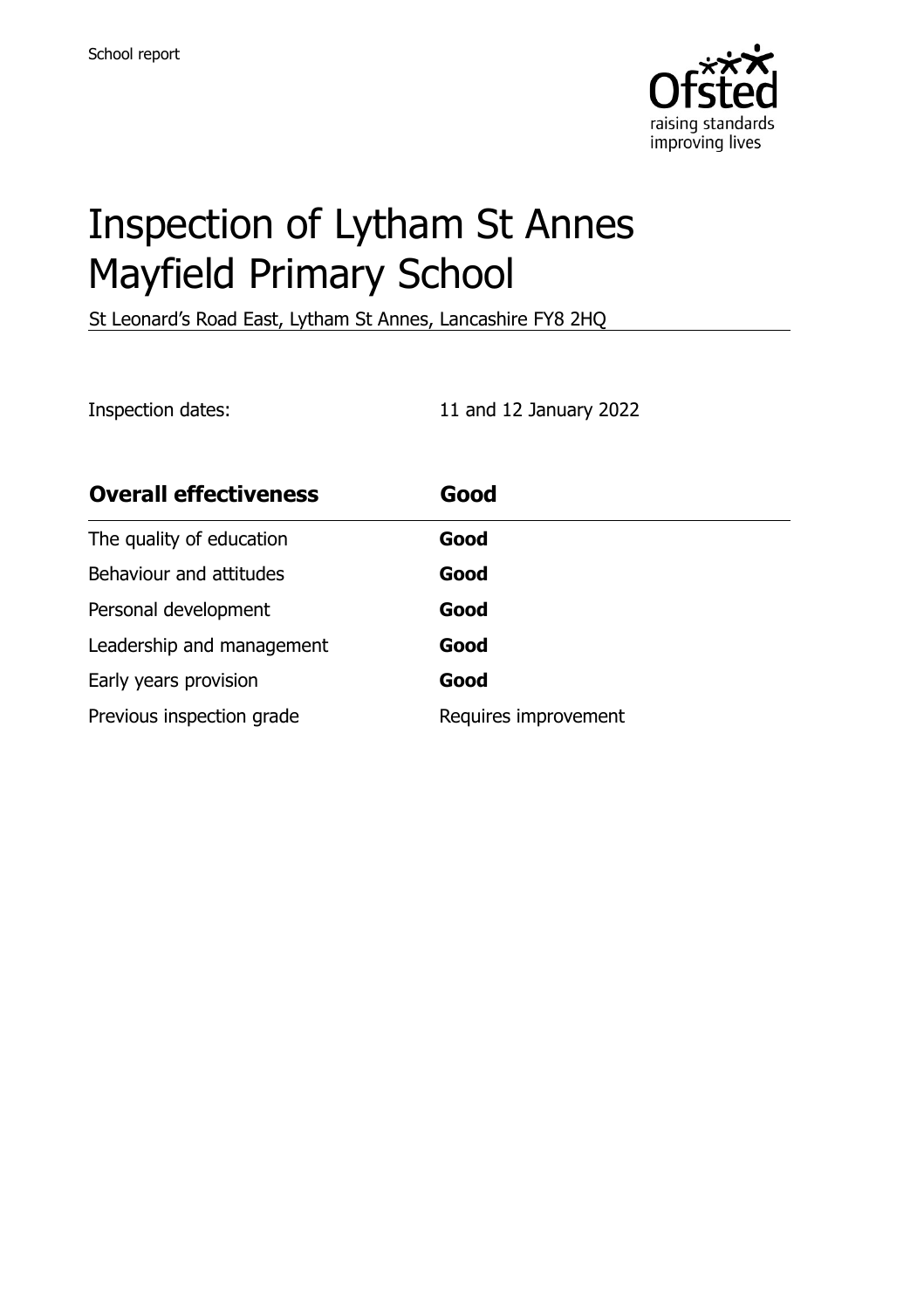School report

# Inspection of Lytham St Annes Mayfield Primary School

St Leonard's Road East, Lytham St Annes, Lancashire FY8 2HQ

Inspection dates: 11 and 12 January 2022

| **Overall effectiveness** | **Good** |
|---|---|
| The quality of education | **Good** |
| Behaviour and attitudes | **Good** |
| Personal development | **Good** |
| Leadership and management | **Good** |
| Early years provision | **Good** |
| Previous inspection grade | Requires improvement |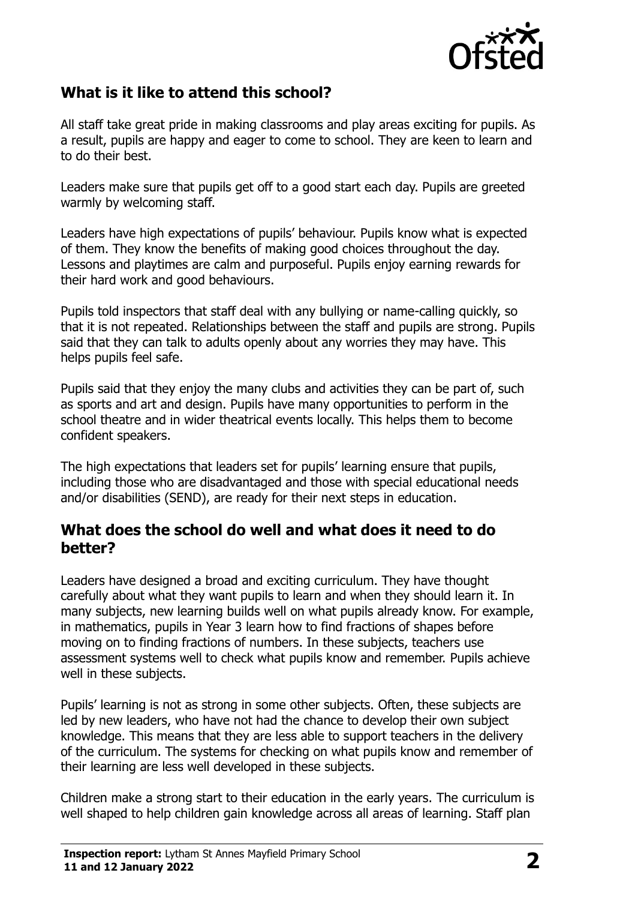## What is it like to attend this school?

All staff take great pride in making classrooms and play areas exciting for pupils. As a result, pupils are happy and eager to come to school. They are keen to learn and to do their best.

Leaders make sure that pupils get off to a good start each day. Pupils are greeted warmly by welcoming staff.

Leaders have high expectations of pupils' behaviour. Pupils know what is expected of them. They know the benefits of making good choices throughout the day. Lessons and playtimes are calm and purposeful. Pupils enjoy earning rewards for their hard work and good behaviours.

Pupils told inspectors that staff deal with any bullying or name-calling quickly, so that it is not repeated. Relationships between the staff and pupils are strong. Pupils said that they can talk to adults openly about any worries they may have. This helps pupils feel safe.

Pupils said that they enjoy the many clubs and activities they can be part of, such as sports and art and design. Pupils have many opportunities to perform in the school theatre and in wider theatrical events locally. This helps them to become confident speakers.

The high expectations that leaders set for pupils' learning ensure that pupils, including those who are disadvantaged and those with special educational needs and/or disabilities (SEND), are ready for their next steps in education.

## What does the school do well and what does it need to do better?

Leaders have designed a broad and exciting curriculum. They have thought carefully about what they want pupils to learn and when they should learn it. In many subjects, new learning builds well on what pupils already know. For example, in mathematics, pupils in Year 3 learn how to find fractions of shapes before moving on to finding fractions of numbers. In these subjects, teachers use assessment systems well to check what pupils know and remember. Pupils achieve well in these subjects.

Pupils' learning is not as strong in some other subjects. Often, these subjects are led by new leaders, who have not had the chance to develop their own subject knowledge. This means that they are less able to support teachers in the delivery of the curriculum. The systems for checking on what pupils know and remember of their learning are less well developed in these subjects.

Children make a strong start to their education in the early years. The curriculum is well shaped to help children gain knowledge across all areas of learning. Staff plan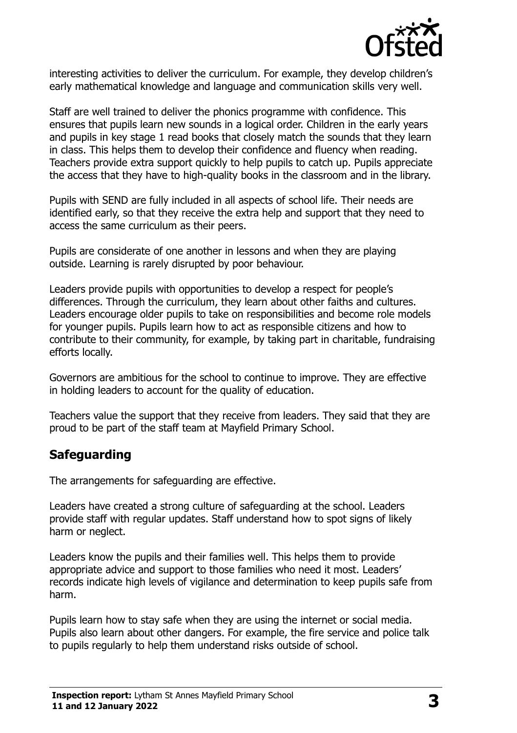interesting activities to deliver the curriculum. For example, they develop children's early mathematical knowledge and language and communication skills very well.

Staff are well trained to deliver the phonics programme with confidence. This ensures that pupils learn new sounds in a logical order. Children in the early years and pupils in key stage 1 read books that closely match the sounds that they learn in class. This helps them to develop their confidence and fluency when reading. Teachers provide extra support quickly to help pupils to catch up. Pupils appreciate the access that they have to high-quality books in the classroom and in the library.

Pupils with SEND are fully included in all aspects of school life. Their needs are identified early, so that they receive the extra help and support that they need to access the same curriculum as their peers.

Pupils are considerate of one another in lessons and when they are playing outside. Learning is rarely disrupted by poor behaviour.

Leaders provide pupils with opportunities to develop a respect for people's differences. Through the curriculum, they learn about other faiths and cultures. Leaders encourage older pupils to take on responsibilities and become role models for younger pupils. Pupils learn how to act as responsible citizens and how to contribute to their community, for example, by taking part in charitable, fundraising efforts locally.

Governors are ambitious for the school to continue to improve. They are effective in holding leaders to account for the quality of education.

Teachers value the support that they receive from leaders. They said that they are proud to be part of the staff team at Mayfield Primary School.

## Safeguarding

The arrangements for safeguarding are effective.

Leaders have created a strong culture of safeguarding at the school. Leaders provide staff with regular updates. Staff understand how to spot signs of likely harm or neglect.

Leaders know the pupils and their families well. This helps them to provide appropriate advice and support to those families who need it most. Leaders' records indicate high levels of vigilance and determination to keep pupils safe from harm.

Pupils learn how to stay safe when they are using the internet or social media. Pupils also learn about other dangers. For example, the fire service and police talk to pupils regularly to help them understand risks outside of school.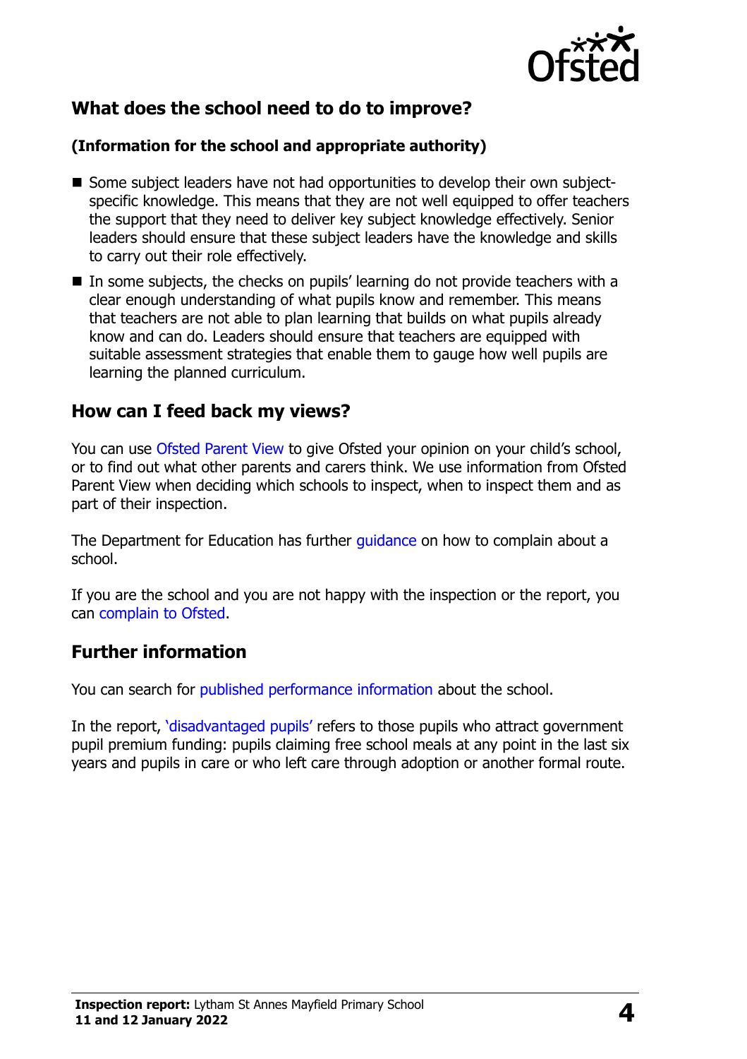## What does the school need to do to improve?

**(Information for the school and appropriate authority)**

- Some subject leaders have not had opportunities to develop their own subject-specific knowledge. This means that they are not well equipped to offer teachers the support that they need to deliver key subject knowledge effectively. Senior leaders should ensure that these subject leaders have the knowledge and skills to carry out their role effectively.
- In some subjects, the checks on pupils' learning do not provide teachers with a clear enough understanding of what pupils know and remember. This means that teachers are not able to plan learning that builds on what pupils already know and can do. Leaders should ensure that teachers are equipped with suitable assessment strategies that enable them to gauge how well pupils are learning the planned curriculum.

## How can I feed back my views?

You can use Ofsted Parent View to give Ofsted your opinion on your child's school, or to find out what other parents and carers think. We use information from Ofsted Parent View when deciding which schools to inspect, when to inspect them and as part of their inspection.

The Department for Education has further guidance on how to complain about a school.

If you are the school and you are not happy with the inspection or the report, you can complain to Ofsted.

## Further information

You can search for published performance information about the school.

In the report, 'disadvantaged pupils' refers to those pupils who attract government pupil premium funding: pupils claiming free school meals at any point in the last six years and pupils in care or who left care through adoption or another formal route.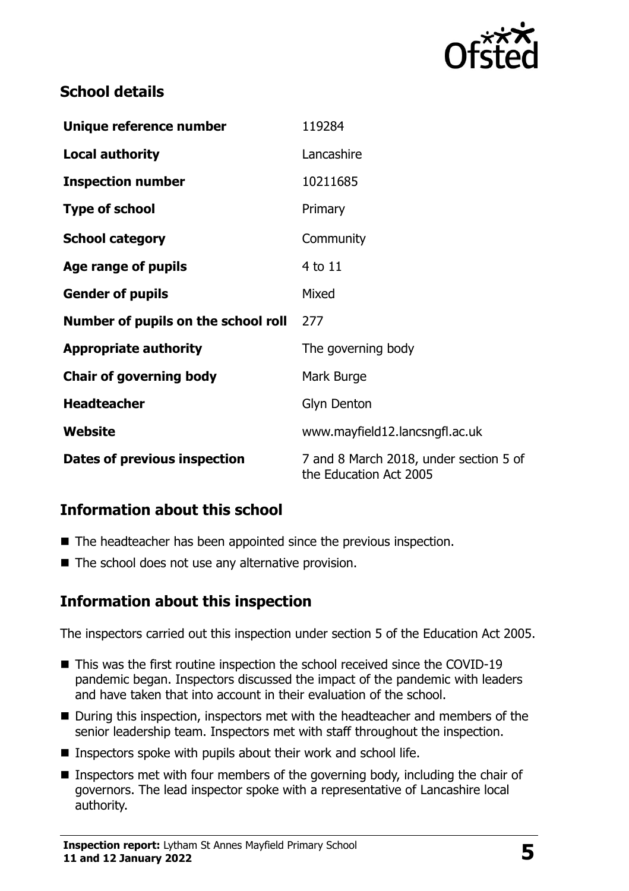## School details

| | |
|---|---|
| **Unique reference number** | 119284 |
| **Local authority** | Lancashire |
| **Inspection number** | 10211685 |
| **Type of school** | Primary |
| **School category** | Community |
| **Age range of pupils** | 4 to 11 |
| **Gender of pupils** | Mixed |
| **Number of pupils on the school roll** | 277 |
| **Appropriate authority** | The governing body |
| **Chair of governing body** | Mark Burge |
| **Headteacher** | Glyn Denton |
| **Website** | www.mayfield12.lancsngfl.ac.uk |
| **Dates of previous inspection** | 7 and 8 March 2018, under section 5 of the Education Act 2005 |

## Information about this school

- The headteacher has been appointed since the previous inspection.
- The school does not use any alternative provision.

## Information about this inspection

The inspectors carried out this inspection under section 5 of the Education Act 2005.

- This was the first routine inspection the school received since the COVID-19 pandemic began. Inspectors discussed the impact of the pandemic with leaders and have taken that into account in their evaluation of the school.
- During this inspection, inspectors met with the headteacher and members of the senior leadership team. Inspectors met with staff throughout the inspection.
- Inspectors spoke with pupils about their work and school life.
- Inspectors met with four members of the governing body, including the chair of governors. The lead inspector spoke with a representative of Lancashire local authority.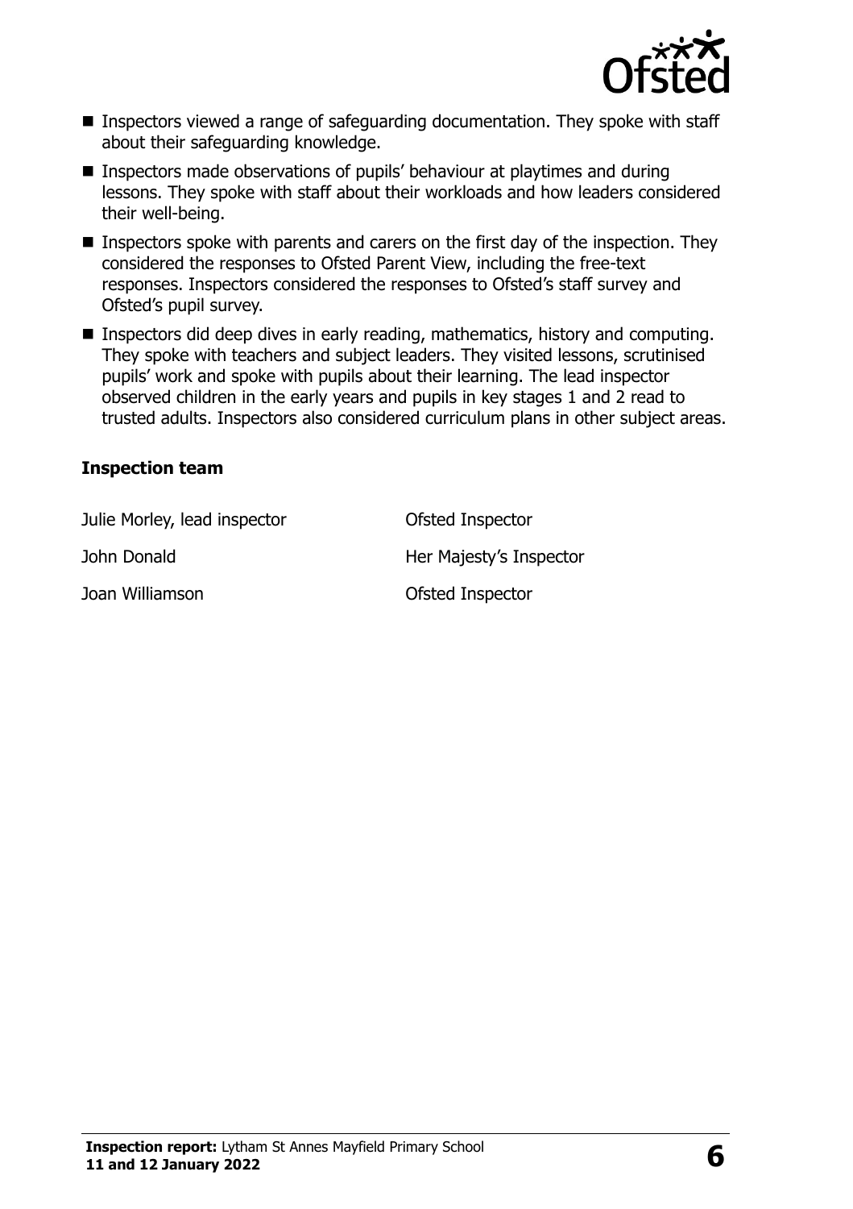- Inspectors viewed a range of safeguarding documentation. They spoke with staff about their safeguarding knowledge.
- Inspectors made observations of pupils' behaviour at playtimes and during lessons. They spoke with staff about their workloads and how leaders considered their well-being.
- Inspectors spoke with parents and carers on the first day of the inspection. They considered the responses to Ofsted Parent View, including the free-text responses. Inspectors considered the responses to Ofsted's staff survey and Ofsted's pupil survey.
- Inspectors did deep dives in early reading, mathematics, history and computing. They spoke with teachers and subject leaders. They visited lessons, scrutinised pupils' work and spoke with pupils about their learning. The lead inspector observed children in the early years and pupils in key stages 1 and 2 read to trusted adults. Inspectors also considered curriculum plans in other subject areas.

### Inspection team

| | |
|---|---|
| Julie Morley, lead inspector | Ofsted Inspector |
| John Donald | Her Majesty's Inspector |
| Joan Williamson | Ofsted Inspector |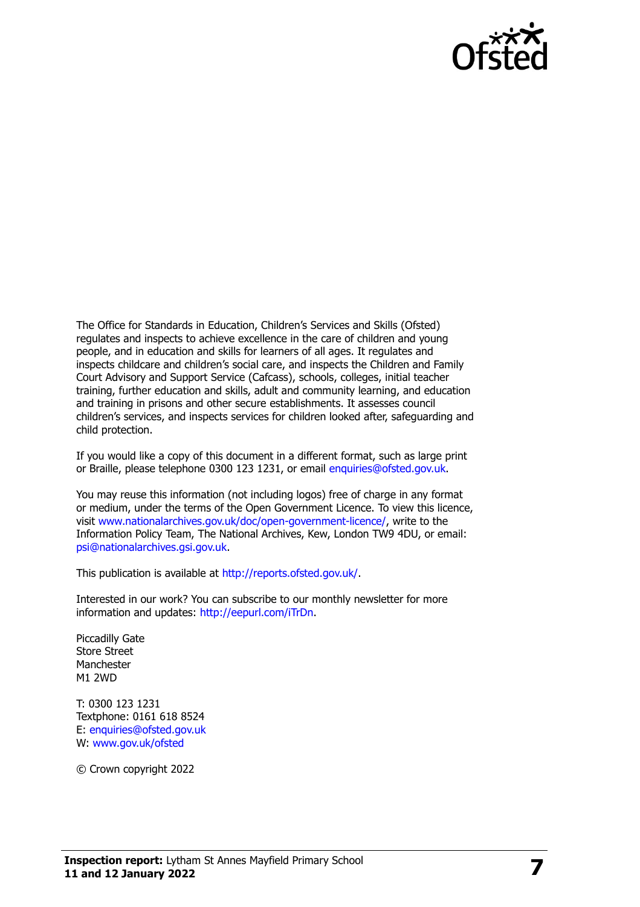The Office for Standards in Education, Children's Services and Skills (Ofsted) regulates and inspects to achieve excellence in the care of children and young people, and in education and skills for learners of all ages. It regulates and inspects childcare and children's social care, and inspects the Children and Family Court Advisory and Support Service (Cafcass), schools, colleges, initial teacher training, further education and skills, adult and community learning, and education and training in prisons and other secure establishments. It assesses council children's services, and inspects services for children looked after, safeguarding and child protection.

If you would like a copy of this document in a different format, such as large print or Braille, please telephone 0300 123 1231, or email enquiries@ofsted.gov.uk.

You may reuse this information (not including logos) free of charge in any format or medium, under the terms of the Open Government Licence. To view this licence, visit www.nationalarchives.gov.uk/doc/open-government-licence/, write to the Information Policy Team, The National Archives, Kew, London TW9 4DU, or email: psi@nationalarchives.gsi.gov.uk.

This publication is available at http://reports.ofsted.gov.uk/.

Interested in our work? You can subscribe to our monthly newsletter for more information and updates: http://eepurl.com/iTrDn.

Piccadilly Gate
Store Street
Manchester
M1 2WD

T: 0300 123 1231
Textphone: 0161 618 8524
E: enquiries@ofsted.gov.uk
W: www.gov.uk/ofsted

© Crown copyright 2022